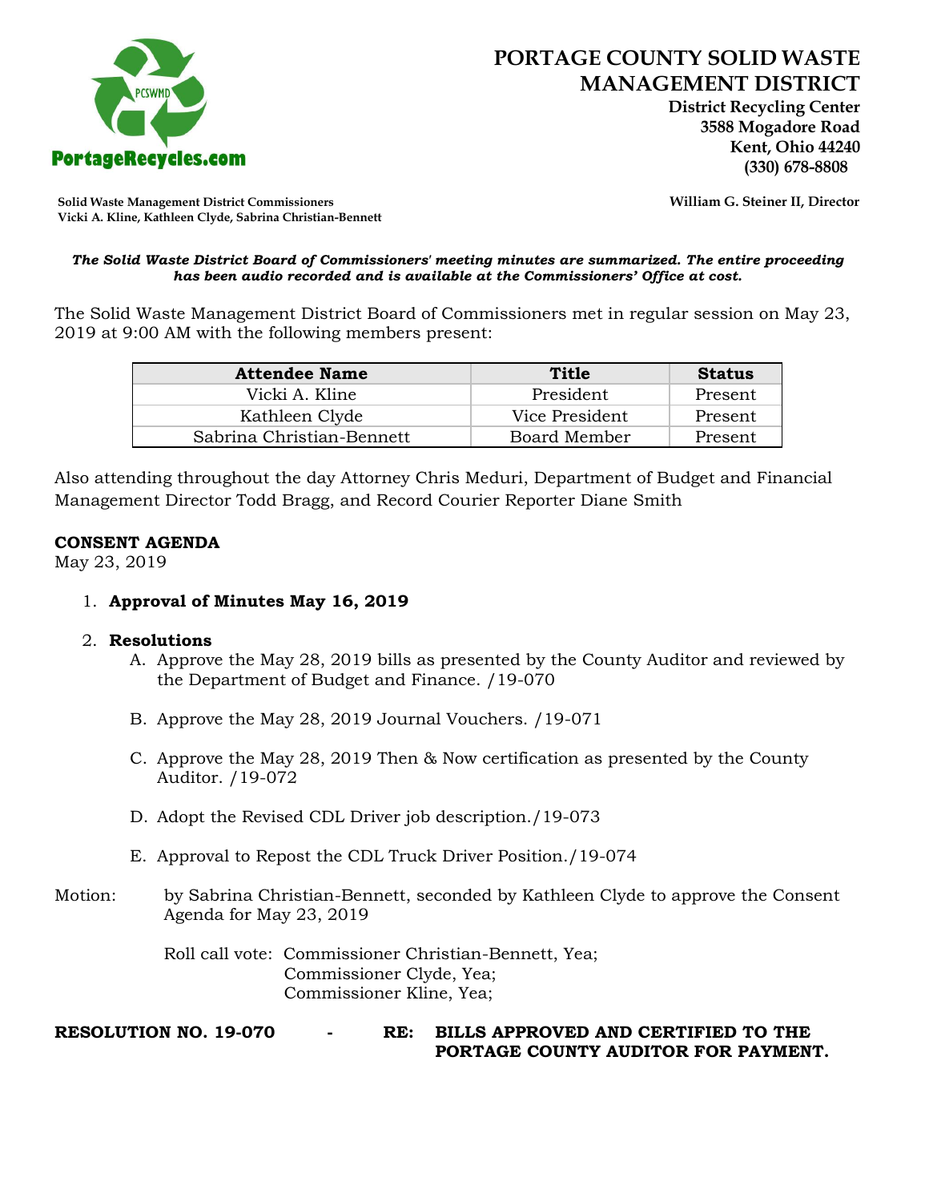# PORTAGE COUNTY SOLID WASTE MANAGEMENT DISTRICT

**District Recycling Center**
**3588 Mogadore Road**
**Kent, Ohio 44240**
**(330) 678-8808**

**Solid Waste Management District Commissioners**
**Vicki A. Kline, Kathleen Clyde, Sabrina Christian-Bennett**

**William G. Steiner II, Director**

***The Solid Waste District Board of Commissioners' meeting minutes are summarized. The entire proceeding has been audio recorded and is available at the Commissioners' Office at cost.***

The Solid Waste Management District Board of Commissioners met in regular session on May 23, 2019 at 9:00 AM with the following members present:

| Attendee Name | Title | Status |
|---|---|---|
| Vicki A. Kline | President | Present |
| Kathleen Clyde | Vice President | Present |
| Sabrina Christian-Bennett | Board Member | Present |

Also attending throughout the day Attorney Chris Meduri, Department of Budget and Financial Management Director Todd Bragg, and Record Courier Reporter Diane Smith

**CONSENT AGENDA**
May 23, 2019

1. **Approval of Minutes May 16, 2019**

2. **Resolutions**
   A. Approve the May 28, 2019 bills as presented by the County Auditor and reviewed by the Department of Budget and Finance. /19-070

   B. Approve the May 28, 2019 Journal Vouchers. /19-071

   C. Approve the May 28, 2019 Then & Now certification as presented by the County Auditor. /19-072

   D. Adopt the Revised CDL Driver job description./19-073

   E. Approval to Repost the CDL Truck Driver Position./19-074

Motion: by Sabrina Christian-Bennett, seconded by Kathleen Clyde to approve the Consent Agenda for May 23, 2019

Roll call vote: Commissioner Christian-Bennett, Yea;
Commissioner Clyde, Yea;
Commissioner Kline, Yea;

**RESOLUTION NO. 19-070 - RE: BILLS APPROVED AND CERTIFIED TO THE PORTAGE COUNTY AUDITOR FOR PAYMENT.**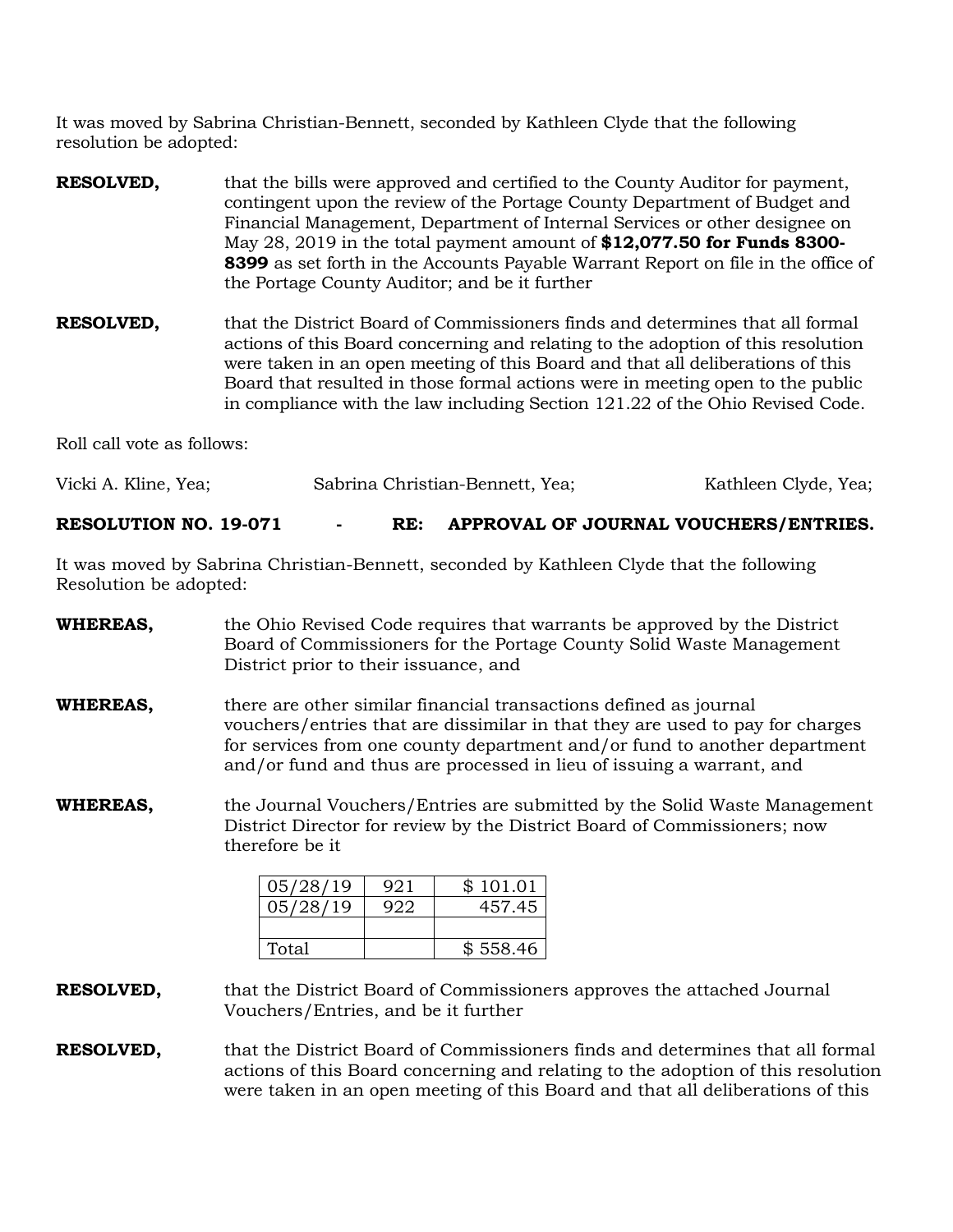It was moved by Sabrina Christian-Bennett, seconded by Kathleen Clyde that the following resolution be adopted:

**RESOLVED,** that the bills were approved and certified to the County Auditor for payment, contingent upon the review of the Portage County Department of Budget and Financial Management, Department of Internal Services or other designee on May 28, 2019 in the total payment amount of **$12,077.50 for Funds 8300-8399** as set forth in the Accounts Payable Warrant Report on file in the office of the Portage County Auditor; and be it further

**RESOLVED,** that the District Board of Commissioners finds and determines that all formal actions of this Board concerning and relating to the adoption of this resolution were taken in an open meeting of this Board and that all deliberations of this Board that resulted in those formal actions were in meeting open to the public in compliance with the law including Section 121.22 of the Ohio Revised Code.

Roll call vote as follows:

Vicki A. Kline, Yea; Sabrina Christian-Bennett, Yea; Kathleen Clyde, Yea;

**RESOLUTION NO. 19-071 - RE: APPROVAL OF JOURNAL VOUCHERS/ENTRIES.**

It was moved by Sabrina Christian-Bennett, seconded by Kathleen Clyde that the following Resolution be adopted:

**WHEREAS,** the Ohio Revised Code requires that warrants be approved by the District Board of Commissioners for the Portage County Solid Waste Management District prior to their issuance, and

**WHEREAS,** there are other similar financial transactions defined as journal vouchers/entries that are dissimilar in that they are used to pay for charges for services from one county department and/or fund to another department and/or fund and thus are processed in lieu of issuing a warrant, and

**WHEREAS,** the Journal Vouchers/Entries are submitted by the Solid Waste Management District Director for review by the District Board of Commissioners; now therefore be it

| | | |
|---|---|---|
| 05/28/19 | 921 | $ 101.01 |
| 05/28/19 | 922 | 457.45 |
| | | |
| Total | | $ 558.46 |

**RESOLVED,** that the District Board of Commissioners approves the attached Journal Vouchers/Entries, and be it further

**RESOLVED,** that the District Board of Commissioners finds and determines that all formal actions of this Board concerning and relating to the adoption of this resolution were taken in an open meeting of this Board and that all deliberations of this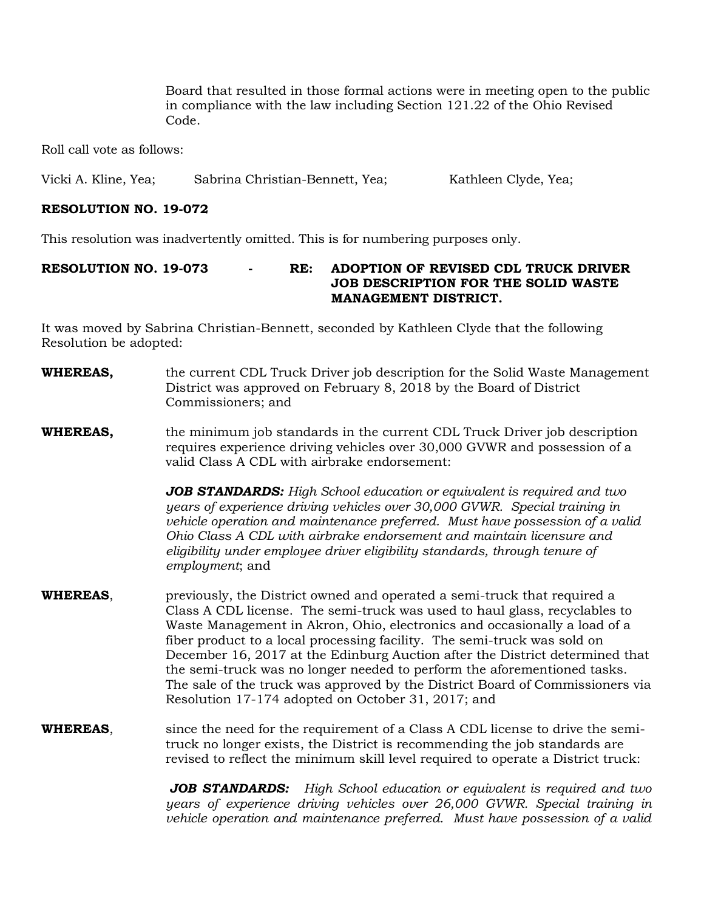Board that resulted in those formal actions were in meeting open to the public in compliance with the law including Section 121.22 of the Ohio Revised Code.

Roll call vote as follows:

Vicki A. Kline, Yea; Sabrina Christian-Bennett, Yea; Kathleen Clyde, Yea;

**RESOLUTION NO. 19-072**

This resolution was inadvertently omitted. This is for numbering purposes only.

**RESOLUTION NO. 19-073 - RE: ADOPTION OF REVISED CDL TRUCK DRIVER JOB DESCRIPTION FOR THE SOLID WASTE MANAGEMENT DISTRICT.**

It was moved by Sabrina Christian-Bennett, seconded by Kathleen Clyde that the following Resolution be adopted:

**WHEREAS,** the current CDL Truck Driver job description for the Solid Waste Management District was approved on February 8, 2018 by the Board of District Commissioners; and

**WHEREAS,** the minimum job standards in the current CDL Truck Driver job description requires experience driving vehicles over 30,000 GVWR and possession of a valid Class A CDL with airbrake endorsement:

> ***JOB STANDARDS:*** *High School education or equivalent is required and two years of experience driving vehicles over 30,000 GVWR. Special training in vehicle operation and maintenance preferred. Must have possession of a valid Ohio Class A CDL with airbrake endorsement and maintain licensure and eligibility under employee driver eligibility standards, through tenure of employment*; and

**WHEREAS**, previously, the District owned and operated a semi-truck that required a Class A CDL license. The semi-truck was used to haul glass, recyclables to Waste Management in Akron, Ohio, electronics and occasionally a load of a fiber product to a local processing facility. The semi-truck was sold on December 16, 2017 at the Edinburg Auction after the District determined that the semi-truck was no longer needed to perform the aforementioned tasks. The sale of the truck was approved by the District Board of Commissioners via Resolution 17-174 adopted on October 31, 2017; and

**WHEREAS**, since the need for the requirement of a Class A CDL license to drive the semi-truck no longer exists, the District is recommending the job standards are revised to reflect the minimum skill level required to operate a District truck:

> ***JOB STANDARDS:*** *High School education or equivalent is required and two years of experience driving vehicles over 26,000 GVWR. Special training in vehicle operation and maintenance preferred. Must have possession of a valid*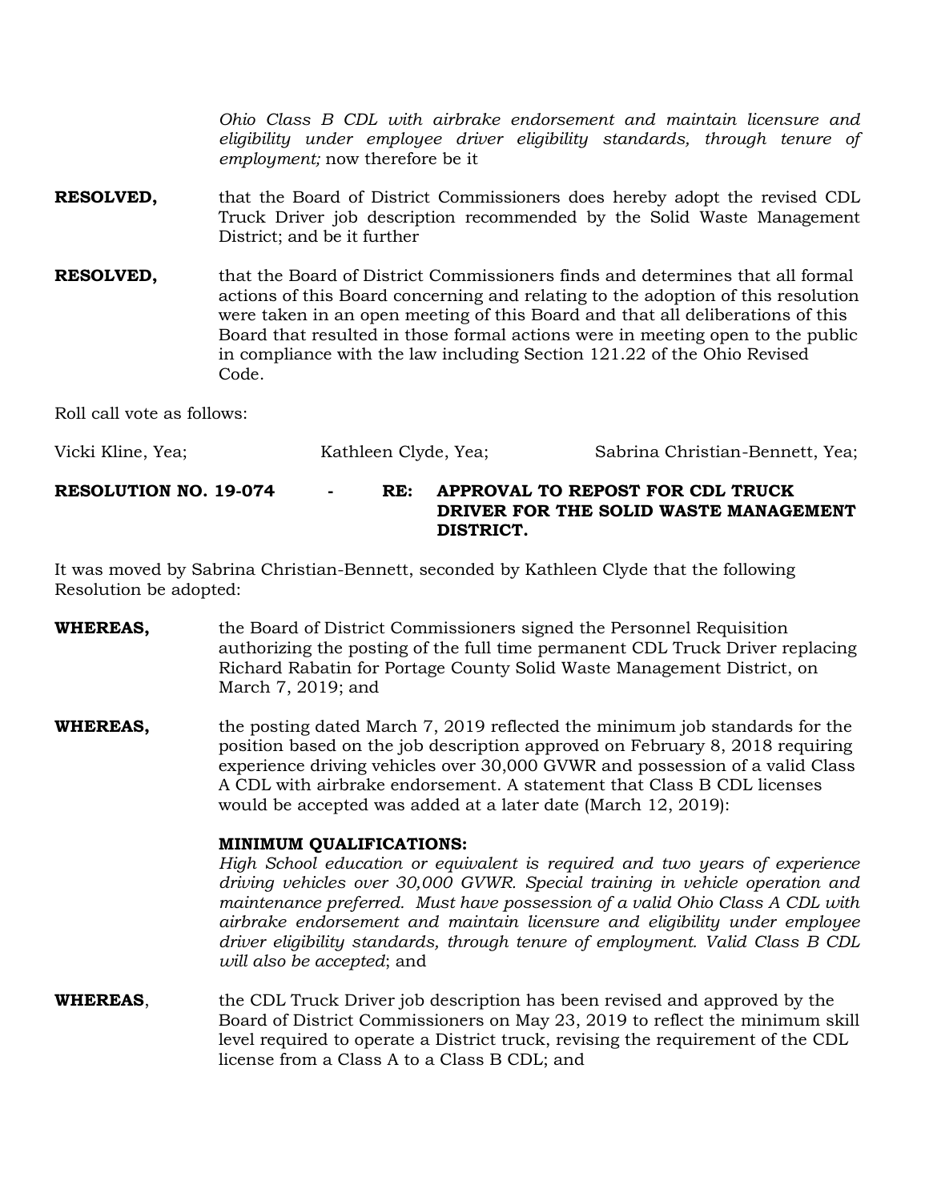*Ohio Class B CDL with airbrake endorsement and maintain licensure and eligibility under employee driver eligibility standards, through tenure of employment;* now therefore be it

**RESOLVED,** that the Board of District Commissioners does hereby adopt the revised CDL Truck Driver job description recommended by the Solid Waste Management District; and be it further

**RESOLVED,** that the Board of District Commissioners finds and determines that all formal actions of this Board concerning and relating to the adoption of this resolution were taken in an open meeting of this Board and that all deliberations of this Board that resulted in those formal actions were in meeting open to the public in compliance with the law including Section 121.22 of the Ohio Revised Code.

Roll call vote as follows:

Vicki Kline, Yea; Kathleen Clyde, Yea; Sabrina Christian-Bennett, Yea;

**RESOLUTION NO. 19-074 - RE: APPROVAL TO REPOST FOR CDL TRUCK DRIVER FOR THE SOLID WASTE MANAGEMENT DISTRICT.**

It was moved by Sabrina Christian-Bennett, seconded by Kathleen Clyde that the following Resolution be adopted:

**WHEREAS,** the Board of District Commissioners signed the Personnel Requisition authorizing the posting of the full time permanent CDL Truck Driver replacing Richard Rabatin for Portage County Solid Waste Management District, on March 7, 2019; and

**WHEREAS,** the posting dated March 7, 2019 reflected the minimum job standards for the position based on the job description approved on February 8, 2018 requiring experience driving vehicles over 30,000 GVWR and possession of a valid Class A CDL with airbrake endorsement. A statement that Class B CDL licenses would be accepted was added at a later date (March 12, 2019):

**MINIMUM QUALIFICATIONS:**
*High School education or equivalent is required and two years of experience driving vehicles over 30,000 GVWR. Special training in vehicle operation and maintenance preferred. Must have possession of a valid Ohio Class A CDL with airbrake endorsement and maintain licensure and eligibility under employee driver eligibility standards, through tenure of employment. Valid Class B CDL will also be accepted*; and

**WHEREAS**, the CDL Truck Driver job description has been revised and approved by the Board of District Commissioners on May 23, 2019 to reflect the minimum skill level required to operate a District truck, revising the requirement of the CDL license from a Class A to a Class B CDL; and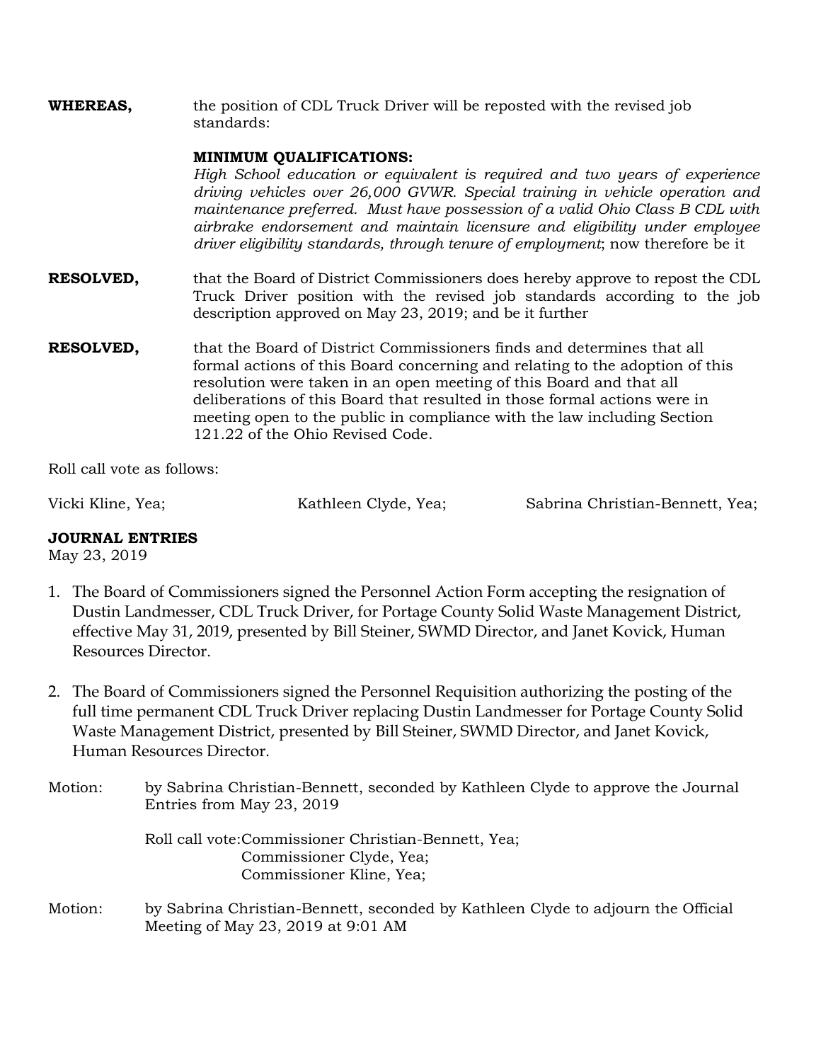**WHEREAS,** the position of CDL Truck Driver will be reposted with the revised job standards:

**MINIMUM QUALIFICATIONS:**
*High School education or equivalent is required and two years of experience driving vehicles over 26,000 GVWR. Special training in vehicle operation and maintenance preferred. Must have possession of a valid Ohio Class B CDL with airbrake endorsement and maintain licensure and eligibility under employee driver eligibility standards, through tenure of employment*; now therefore be it

**RESOLVED,** that the Board of District Commissioners does hereby approve to repost the CDL Truck Driver position with the revised job standards according to the job description approved on May 23, 2019; and be it further

**RESOLVED,** that the Board of District Commissioners finds and determines that all formal actions of this Board concerning and relating to the adoption of this resolution were taken in an open meeting of this Board and that all deliberations of this Board that resulted in those formal actions were in meeting open to the public in compliance with the law including Section 121.22 of the Ohio Revised Code.

Roll call vote as follows:

Vicki Kline, Yea; Kathleen Clyde, Yea; Sabrina Christian-Bennett, Yea;

**JOURNAL ENTRIES**
May 23, 2019

1. The Board of Commissioners signed the Personnel Action Form accepting the resignation of Dustin Landmesser, CDL Truck Driver, for Portage County Solid Waste Management District, effective May 31, 2019, presented by Bill Steiner, SWMD Director, and Janet Kovick, Human Resources Director.
2. The Board of Commissioners signed the Personnel Requisition authorizing the posting of the full time permanent CDL Truck Driver replacing Dustin Landmesser for Portage County Solid Waste Management District, presented by Bill Steiner, SWMD Director, and Janet Kovick, Human Resources Director.

Motion: by Sabrina Christian-Bennett, seconded by Kathleen Clyde to approve the Journal Entries from May 23, 2019

Roll call vote: Commissioner Christian-Bennett, Yea;
Commissioner Clyde, Yea;
Commissioner Kline, Yea;

Motion: by Sabrina Christian-Bennett, seconded by Kathleen Clyde to adjourn the Official Meeting of May 23, 2019 at 9:01 AM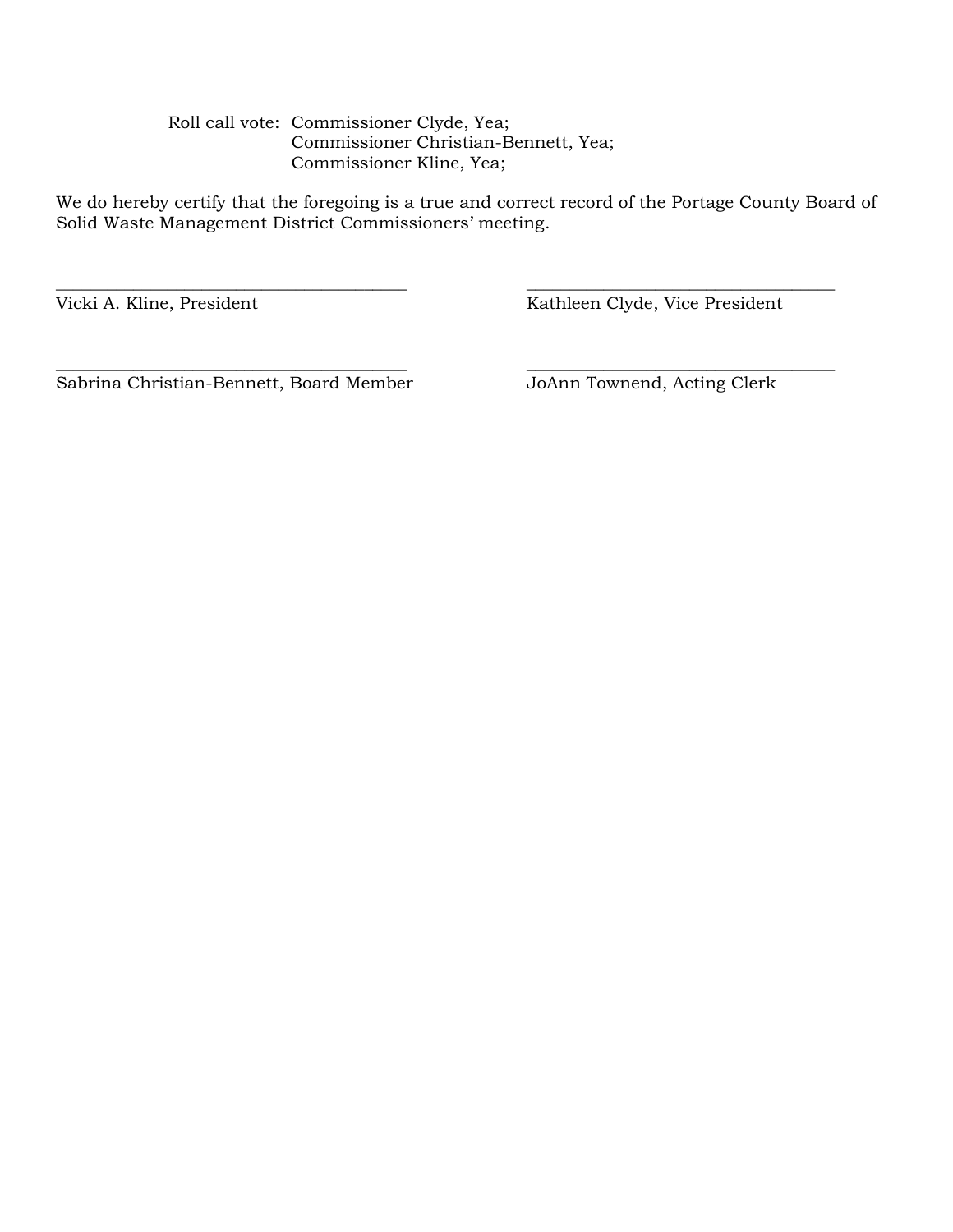Roll call vote: Commissioner Clyde, Yea;
Commissioner Christian-Bennett, Yea;
Commissioner Kline, Yea;

We do hereby certify that the foregoing is a true and correct record of the Portage County Board of Solid Waste Management District Commissioners' meeting.

| | |
|---|---|
| ________________________________________ | ___________________________________ |
| Vicki A. Kline, President | Kathleen Clyde, Vice President |
| ________________________________________ | ___________________________________ |
| Sabrina Christian-Bennett, Board Member | JoAnn Townend, Acting Clerk |